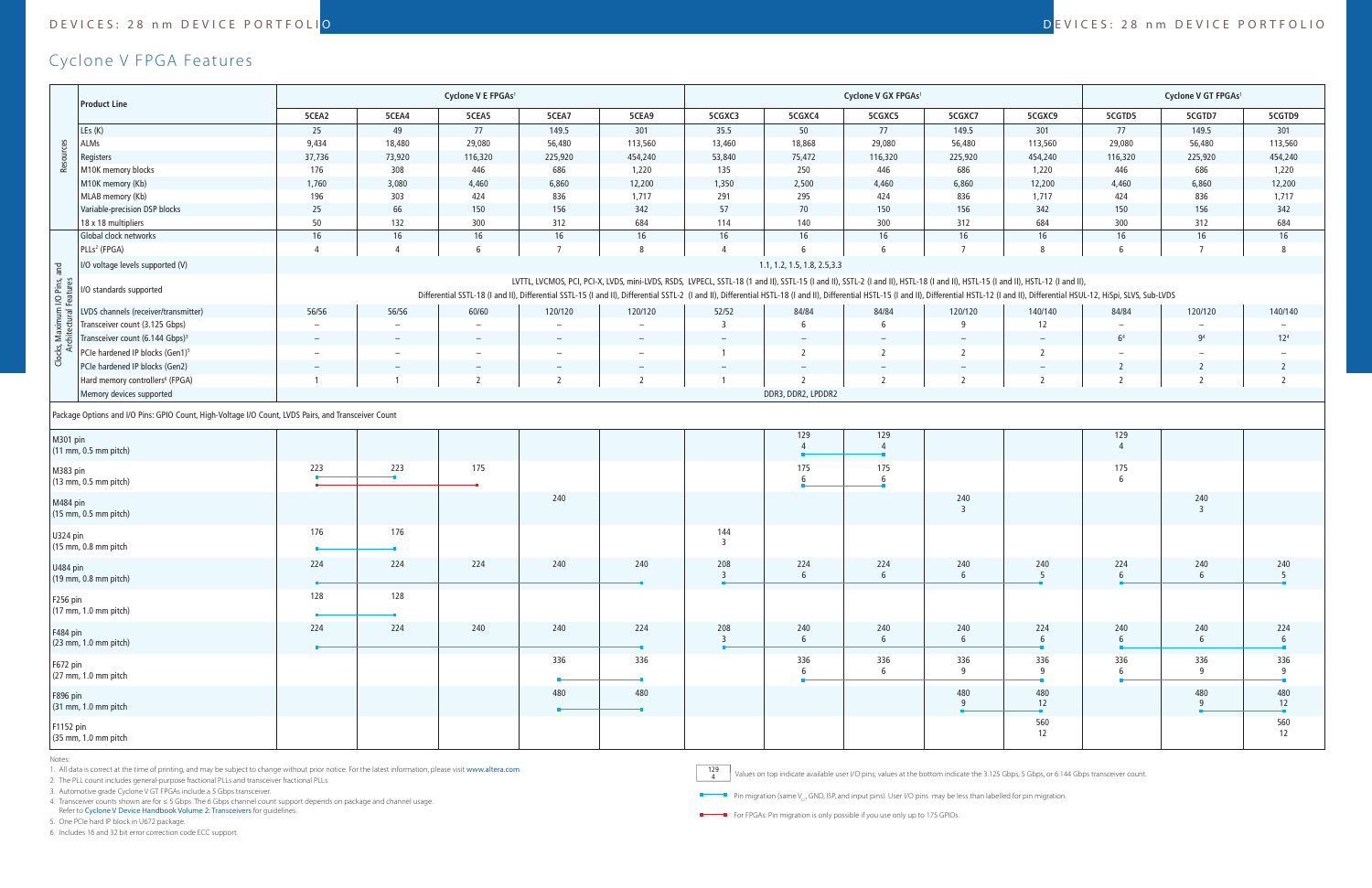# Cyclone V FPGA Features

| | Product Line | Cyclone V E FPGAs[1] | | | | | Cyclone V GX FPGAs[1] | | | | | Cyclone V GT FPGAs[1] | | |
|---|---|---|---|---|---|---|---|---|---|---|---|---|---|---|
| | | 5CEA2 | 5CEA4 | 5CEA5 | 5CEA7 | 5CEA9 | 5CGXC3 | 5CGXC4 | 5CGXC5 | 5CGXC7 | 5CGXC9 | 5CGTD5 | 5CGTD7 | 5CGTD9 |
| Resources | LEs (K) | 25 | 49 | 77 | 149.5 | 301 | 35.5 | 50 | 77 | 149.5 | 301 | 77 | 149.5 | 301 |
| | ALMs | 9,434 | 18,480 | 29,080 | 56,480 | 113,560 | 13,460 | 18,868 | 29,080 | 56,480 | 113,560 | 29,080 | 56,480 | 113,560 |
| | Registers | 37,736 | 73,920 | 116,320 | 225,920 | 454,240 | 53,840 | 75,472 | 116,320 | 225,920 | 454,240 | 116,320 | 225,920 | 454,240 |
| | M10K memory blocks | 176 | 308 | 446 | 686 | 1,220 | 135 | 250 | 446 | 686 | 1,220 | 446 | 686 | 1,220 |
| | M10K memory (Kb) | 1,760 | 3,080 | 4,460 | 6,860 | 12,200 | 1,350 | 2,500 | 4,460 | 6,860 | 12,200 | 4,460 | 6,860 | 12,200 |
| | MLAB memory (Kb) | 196 | 303 | 424 | 836 | 1,717 | 291 | 295 | 424 | 836 | 1,717 | 424 | 836 | 1,717 |
| | Variable-precision DSP blocks | 25 | 66 | 150 | 156 | 342 | 57 | 70 | 150 | 156 | 342 | 150 | 156 | 342 |
| | 18 x 18 multipliers | 50 | 132 | 300 | 312 | 684 | 114 | 140 | 300 | 312 | 684 | 300 | 312 | 684 |
| Clocks, Maximum I/O Pins, and Architectural Features | Global clock networks | 16 | 16 | 16 | 16 | 16 | 16 | 16 | 16 | 16 | 16 | 16 | 16 | 16 |
| | PLLs[2] (FPGA) | 4 | 4 | 6 | 7 | 8 | 4 | 6 | 6 | 7 | 8 | 6 | 7 | 8 |
| | I/O voltage levels supported (V) | 1.1, 1.2, 1.5, 1.8, 2.5,3.3 | | | | | | | | | | | | |
| | I/O standards supported | LVTTL, LVCMOS, PCI, PCI-X, LVDS, mini-LVDS, RSDS, LVPECL, SSTL-18 (I and II), SSTL-15 (I and II), SSTL-2 (I and II), HSTL-18 (I and II), HSTL-15 (I and II), HSTL-12 (I and II), Differential SSTL-18 (I and II), Differential SSTL-15 (I and II), Differential SSTL-2 (I and II), Differential HSTL-18 (I and II), Differential HSTL-15 (I and II), Differential HSTL-12 (I and II), Differential HSUL-12, HiSpi, SLVS, Sub-LVDS | | | | | | | | | | | | |
| | LVDS channels (receiver/transmitter) | 56/56 | 56/56 | 60/60 | 120/120 | 120/120 | 52/52 | 84/84 | 84/84 | 120/120 | 140/140 | 84/84 | 120/120 | 140/140 |
| | Transceiver count (3.125 Gbps) | – | – | – | – | – | 3 | 6 | 6 | 9 | 12 | – | – | – |
| | Transceiver count (6.144 Gbps)[3] | – | – | – | – | – | – | – | – | – | – | 6[4] | 9[4] | 12[4] |
| | PCIe hardened IP blocks (Gen1)[5] | – | – | – | – | – | 1 | 2 | 2 | 2 | 2 | – | – | – |
| | PCIe hardened IP blocks (Gen2) | – | – | – | – | – | – | – | – | – | – | 2 | 2 | 2 |
| | Hard memory controllers[6] (FPGA) | 1 | 1 | 2 | 2 | 2 | 1 | 2 | 2 | 2 | 2 | 2 | 2 | 2 |
| | Memory devices supported | DDR3, DDR2, LPDDR2 | | | | | | | | | | | | |

Package Options and I/O Pins: GPIO Count, High-Voltage I/O Count, LVDS Pairs, and Transceiver Count

| Package | 5CEA2 | 5CEA4 | 5CEA5 | 5CEA7 | 5CEA9 | 5CGXC3 | 5CGXC4 | 5CGXC5 | 5CGXC7 | 5CGXC9 | 5CGTD5 | 5CGTD7 | 5CGTD9 |
|---|---|---|---|---|---|---|---|---|---|---|---|---|---|
| M301 pin (11 mm, 0.5 mm pitch) | | | | | | | 129 / 4 | 129 / 4 | | | 129 / 4 | | |
| M383 pin (13 mm, 0.5 mm pitch) | 223 | 223 | 175 | | | | 175 / 6 | 175 / 6 | | | 175 / 6 | | |
| M484 pin (15 mm, 0.5 mm pitch) | | | | 240 | | | | | 240 / 3 | | | 240 / 3 | |
| U324 pin (15 mm, 0.8 mm pitch | 176 | 176 | | | | 144 / 3 | | | | | | | |
| U484 pin (19 mm, 0.8 mm pitch) | 224 | 224 | 224 | 240 | 240 | 208 / 3 | 224 / 6 | 224 / 6 | 240 / 6 | 240 / 5 | 224 / 6 | 240 / 6 | 240 / 5 |
| F256 pin (17 mm, 1.0 mm pitch) | 128 | 128 | | | | | | | | | | | |
| F484 pin (23 mm, 1.0 mm pitch) | 224 | 224 | 240 | 240 | 224 | 208 / 3 | 240 / 6 | 240 / 6 | 240 / 6 | 224 / 6 | 240 / 6 | 240 / 6 | 224 / 6 |
| F672 pin (27 mm, 1.0 mm pitch | | | | 336 | 336 | | 336 / 6 | 336 / 6 | 336 / 9 | 336 / 9 | 336 / 6 | 336 / 9 | 336 / 9 |
| F896 pin (31 mm, 1.0 mm pitch | | | | 480 | 480 | | | | 480 / 9 | 480 / 12 | | 480 / 9 | 480 / 12 |
| F1152 pin (35 mm, 1.0 mm pitch | | | | | | | | | | 560 / 12 | | | 560 / 12 |

Values on top indicate available user I/O pins; values at the bottom indicate the 3.125 Gbps, 5 Gbps, or 6.144 Gbps transceiver count.

Pin migration (same $V_{CC}$, GND, ISP, and input pins). User I/O pins may be less than labelled for pin migration.

For FPGAs: Pin migration is only possible if you use only up to 175 GPIOs.

Notes:

1. All data is correct at the time of printing, and may be subject to change without prior notice. For the latest information, please visit www.altera.com.
2. The PLL count includes general-purpose fractional PLLs and transceiver fractional PLLs.
3. Automotive grade Cyclone V GT FPGAs include a 5 Gbps transceiver.
4. Transceiver counts shown are for ≤ 5 Gbps. The 6 Gbps channel count support depends on package and channel usage. Refer to Cyclone V Device Handbook Volume 2: Transceivers for guidelines.
5. One PCIe hard IP block in U672 package.
6. Includes 16 and 32 bit error correction code ECC support.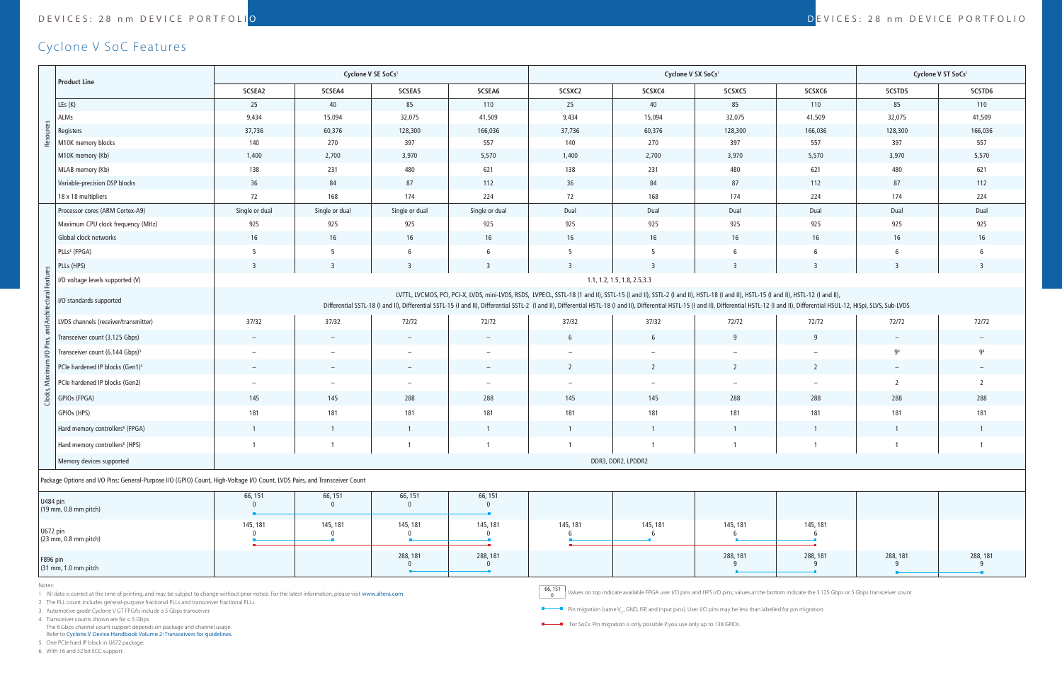## Cyclone V SoC Features

| | Product Line | Cyclone V SE SoCs[1] | | | | Cyclone V SX SoCs[1] | | | | Cyclone V ST SoCs[1] | |
|---|---|---|---|---|---|---|---|---|---|---|---|
| | | 5CSEA2 | 5CSEA4 | 5CSEA5 | 5CSEA6 | 5CSXC2 | 5CSXC4 | 5CSXC5 | 5CSXC6 | 5CSTD5 | 5CSTD6 |
| Resources | LEs (K) | 25 | 40 | 85 | 110 | 25 | 40 | 85 | 110 | 85 | 110 |
| | ALMs | 9,434 | 15,094 | 32,075 | 41,509 | 9,434 | 15,094 | 32,075 | 41,509 | 32,075 | 41,509 |
| | Registers | 37,736 | 60,376 | 128,300 | 166,036 | 37,736 | 60,376 | 128,300 | 166,036 | 128,300 | 166,036 |
| | M10K memory blocks | 140 | 270 | 397 | 557 | 140 | 270 | 397 | 557 | 397 | 557 |
| | M10K memory (Kb) | 1,400 | 2,700 | 3,970 | 5,570 | 1,400 | 2,700 | 3,970 | 5,570 | 3,970 | 5,570 |
| | MLAB memory (Kb) | 138 | 231 | 480 | 621 | 138 | 231 | 480 | 621 | 480 | 621 |
| | Variable-precision DSP blocks | 36 | 84 | 87 | 112 | 36 | 84 | 87 | 112 | 87 | 112 |
| | 18 x 18 multipliers | 72 | 168 | 174 | 224 | 72 | 168 | 174 | 224 | 174 | 224 |
| Clocks, Maximum I/O Pins, and Architectural Features | Processor cores (ARM Cortex-A9) | Single or dual | Single or dual | Single or dual | Single or dual | Dual | Dual | Dual | Dual | Dual | Dual |
| | Maximum CPU clock frequency (MHz) | 925 | 925 | 925 | 925 | 925 | 925 | 925 | 925 | 925 | 925 |
| | Global clock networks | 16 | 16 | 16 | 16 | 16 | 16 | 16 | 16 | 16 | 16 |
| | PLLs[2] (FPGA) | 5 | 5 | 6 | 6 | 5 | 5 | 6 | 6 | 6 | 6 |
| | PLLs (HPS) | 3 | 3 | 3 | 3 | 3 | 3 | 3 | 3 | 3 | 3 |
| | I/O voltage levels supported (V) | 1.1, 1.2, 1.5, 1.8, 2.5,3.3 | | | | | | | | | |
| | I/O standards supported | LVTTL, LVCMOS, PCI, PCI-X, LVDS, mini-LVDS, RSDS, LVPECL, SSTL-18 (I and II), SSTL-15 (I and II), SSTL-2 (I and II), HSTL-18 (I and II), HSTL-15 (I and II), HSTL-12 (I and II), Differential SSTL-18 (I and II), Differential SSTL-15 (I and II), Differential SSTL-2 (I and II), Differential HSTL-18 (I and II), Differential HSTL-15 (I and II), Differential HSTL-12 (I and II), Differential HSUL-12, HiSpi, SLVS, Sub-LVDS | | | | | | | | | |
| | LVDS channels (receiver/transmitter) | 37/32 | 37/32 | 72/72 | 72/72 | 37/32 | 37/32 | 72/72 | 72/72 | 72/72 | 72/72 |
| | Transceiver count (3.125 Gbps) | – | – | – | – | 6 | 6 | 9 | 9 | – | – |
| | Transceiver count (6.144 Gbps)[3] | – | – | – | – | – | – | – | – | 9[4] | 9[4] |
| | PCIe hardened IP blocks (Gen1)[5] | – | – | – | – | 2 | 2 | 2 | 2 | – | – |
| | PCIe hardened IP blocks (Gen2) | – | – | – | – | – | – | – | – | 2 | 2 |
| | GPIOs (FPGA) | 145 | 145 | 288 | 288 | 145 | 145 | 288 | 288 | 288 | 288 |
| | GPIOs (HPS) | 181 | 181 | 181 | 181 | 181 | 181 | 181 | 181 | 181 | 181 |
| | Hard memory controllers[6] (FPGA) | 1 | 1 | 1 | 1 | 1 | 1 | 1 | 1 | 1 | 1 |
| | Hard memory controllers[6] (HPS) | 1 | 1 | 1 | 1 | 1 | 1 | 1 | 1 | 1 | 1 |
| | Memory devices supported | DDR3, DDR2, LPDDR2 | | | | | | | | | |

Package Options and I/O Pins: General-Purpose I/O (GPIO) Count, High-Voltage I/O Count, LVDS Pairs, and Transceiver Count

| Package | 5CSEA2 | 5CSEA4 | 5CSEA5 | 5CSEA6 | 5CSXC2 | 5CSXC4 | 5CSXC5 | 5CSXC6 | 5CSTD5 | 5CSTD6 |
|---|---|---|---|---|---|---|---|---|---|---|
| U484 pin (19 mm, 0.8 mm pitch) | 66, 151 0 | 66, 151 0 | 66, 151 0 | 66, 151 0 | | | | | | |
| U672 pin (23 mm, 0.8 mm pitch) | 145, 181 0 | 145, 181 0 | 145, 181 0 | 145, 181 0 | 145, 181 6 | 145, 181 6 | 145, 181 6 | 145, 181 6 | | |
| F896 pin (31 mm, 1.0 mm pitch | | | 288, 181 0 | 288, 181 0 | | | 288, 181 9 | 288, 181 9 | 288, 181 9 | 288, 181 9 |

66, 151 / 0 — Values on top indicate available FPGA user I/O pins and HPS I/O pins; values at the bottom indicate the 3.125 Gbps or 5 Gbps transceiver count.

Pin migration (same $V_{cc}$, GND, ISP, and input pins). User I/O pins may be less than labelled for pin migration.

For SoCs: Pin migration is only possible if you use only up to 138 GPIOs.

Notes:

1. All data is correct at the time of printing, and may be subject to change without prior notice. For the latest information, please visit www.altera.com.
2. The PLL count includes general-purpose fractional PLLs and transceiver fractional PLLs.
3. Automotive grade Cyclone V GT FPGAs include a 5 Gbps transceiver.
4. Transceiver counts shown are for ≤ 5 Gbps.
   The 6 Gbps channel count support depends on package and channel usage.
   Refer to Cyclone V Device Handbook Volume 2: Transceivers for guidelines.
5. One PCIe hard IP block in U672 package.
6. With 16 and 32 bit ECC support.